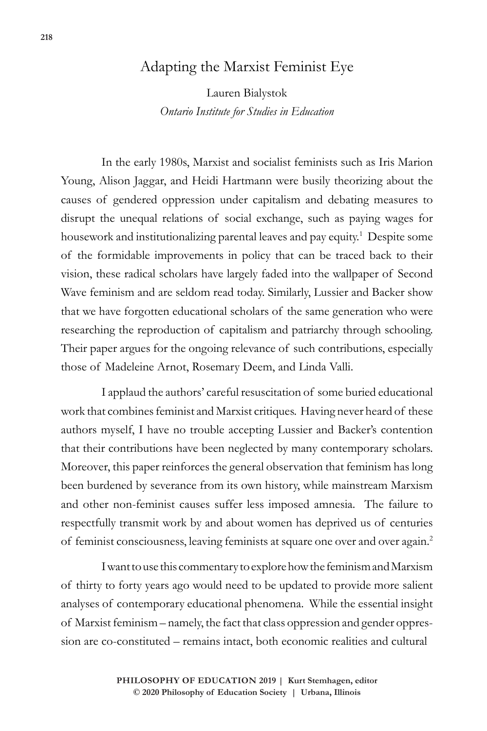# Adapting the Marxist Feminist Eye

Lauren Bialystok  
*Ontario Institute for Studies in Education*

In the early 1980s, Marxist and socialist feminists such as Iris Marion Young, Alison Jaggar, and Heidi Hartmann were busily theorizing about the causes of gendered oppression under capitalism and debating measures to disrupt the unequal relations of social exchange, such as paying wages for housework and institutionalizing parental leaves and pay equity.[1] Despite some of the formidable improvements in policy that can be traced back to their vision, these radical scholars have largely faded into the wallpaper of Second Wave feminism and are seldom read today. Similarly, Lussier and Backer show that we have forgotten educational scholars of the same generation who were researching the reproduction of capitalism and patriarchy through schooling. Their paper argues for the ongoing relevance of such contributions, especially those of Madeleine Arnot, Rosemary Deem, and Linda Valli.

I applaud the authors' careful resuscitation of some buried educational work that combines feminist and Marxist critiques. Having never heard of these authors myself, I have no trouble accepting Lussier and Backer's contention that their contributions have been neglected by many contemporary scholars. Moreover, this paper reinforces the general observation that feminism has long been burdened by severance from its own history, while mainstream Marxism and other non-feminist causes suffer less imposed amnesia. The failure to respectfully transmit work by and about women has deprived us of centuries of feminist consciousness, leaving feminists at square one over and over again.[2]

I want to use this commentary to explore how the feminism and Marxism of thirty to forty years ago would need to be updated to provide more salient analyses of contemporary educational phenomena. While the essential insight of Marxist feminism – namely, the fact that class oppression and gender oppression are co-constituted – remains intact, both economic realities and cultural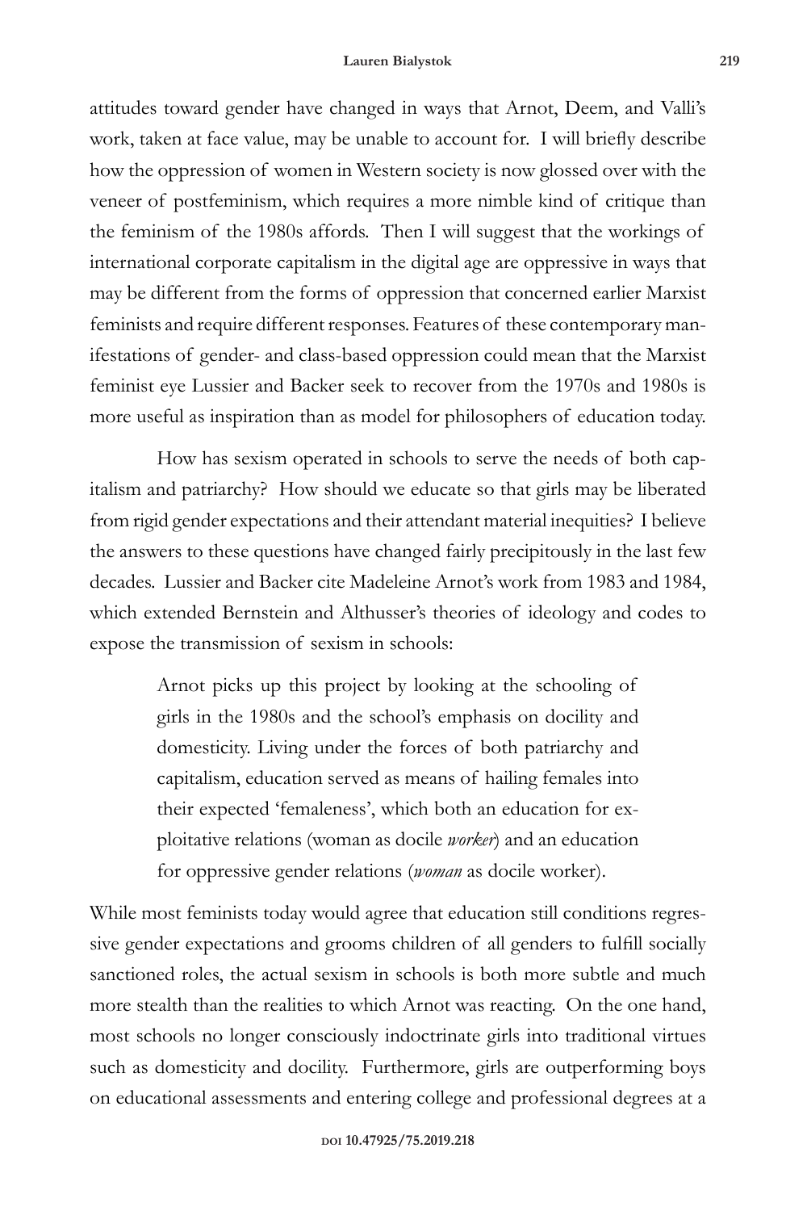attitudes toward gender have changed in ways that Arnot, Deem, and Valli's work, taken at face value, may be unable to account for. I will briefly describe how the oppression of women in Western society is now glossed over with the veneer of postfeminism, which requires a more nimble kind of critique than the feminism of the 1980s affords. Then I will suggest that the workings of international corporate capitalism in the digital age are oppressive in ways that may be different from the forms of oppression that concerned earlier Marxist feminists and require different responses. Features of these contemporary manifestations of gender- and class-based oppression could mean that the Marxist feminist eye Lussier and Backer seek to recover from the 1970s and 1980s is more useful as inspiration than as model for philosophers of education today.

How has sexism operated in schools to serve the needs of both capitalism and patriarchy? How should we educate so that girls may be liberated from rigid gender expectations and their attendant material inequities? I believe the answers to these questions have changed fairly precipitously in the last few decades. Lussier and Backer cite Madeleine Arnot's work from 1983 and 1984, which extended Bernstein and Althusser's theories of ideology and codes to expose the transmission of sexism in schools:

> Arnot picks up this project by looking at the schooling of girls in the 1980s and the school's emphasis on docility and domesticity. Living under the forces of both patriarchy and capitalism, education served as means of hailing females into their expected 'femaleness', which both an education for exploitative relations (woman as docile *worker*) and an education for oppressive gender relations (*woman* as docile worker).

While most feminists today would agree that education still conditions regressive gender expectations and grooms children of all genders to fulfill socially sanctioned roles, the actual sexism in schools is both more subtle and much more stealth than the realities to which Arnot was reacting. On the one hand, most schools no longer consciously indoctrinate girls into traditional virtues such as domesticity and docility. Furthermore, girls are outperforming boys on educational assessments and entering college and professional degrees at a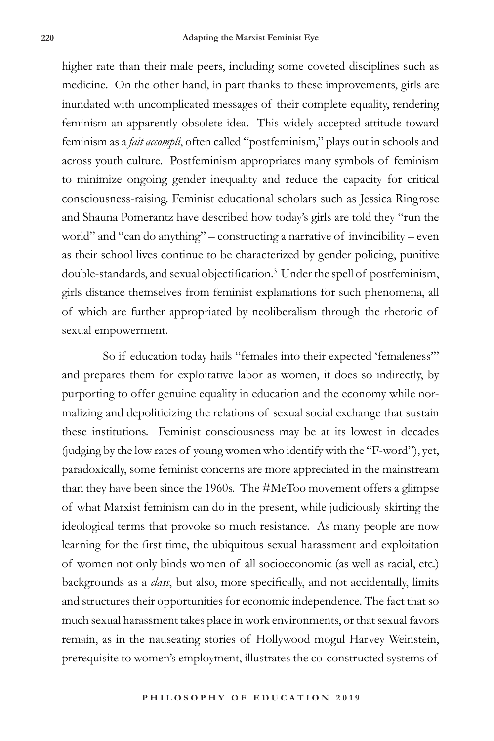higher rate than their male peers, including some coveted disciplines such as medicine. On the other hand, in part thanks to these improvements, girls are inundated with uncomplicated messages of their complete equality, rendering feminism an apparently obsolete idea. This widely accepted attitude toward feminism as a *fait accompli*, often called "postfeminism," plays out in schools and across youth culture. Postfeminism appropriates many symbols of feminism to minimize ongoing gender inequality and reduce the capacity for critical consciousness-raising. Feminist educational scholars such as Jessica Ringrose and Shauna Pomerantz have described how today's girls are told they "run the world" and "can do anything" – constructing a narrative of invincibility – even as their school lives continue to be characterized by gender policing, punitive double-standards, and sexual objectification.[3] Under the spell of postfeminism, girls distance themselves from feminist explanations for such phenomena, all of which are further appropriated by neoliberalism through the rhetoric of sexual empowerment.

So if education today hails "females into their expected 'femaleness'" and prepares them for exploitative labor as women, it does so indirectly, by purporting to offer genuine equality in education and the economy while normalizing and depoliticizing the relations of sexual social exchange that sustain these institutions. Feminist consciousness may be at its lowest in decades (judging by the low rates of young women who identify with the "F-word"), yet, paradoxically, some feminist concerns are more appreciated in the mainstream than they have been since the 1960s. The #MeToo movement offers a glimpse of what Marxist feminism can do in the present, while judiciously skirting the ideological terms that provoke so much resistance. As many people are now learning for the first time, the ubiquitous sexual harassment and exploitation of women not only binds women of all socioeconomic (as well as racial, etc.) backgrounds as a *class*, but also, more specifically, and not accidentally, limits and structures their opportunities for economic independence. The fact that so much sexual harassment takes place in work environments, or that sexual favors remain, as in the nauseating stories of Hollywood mogul Harvey Weinstein, prerequisite to women's employment, illustrates the co-constructed systems of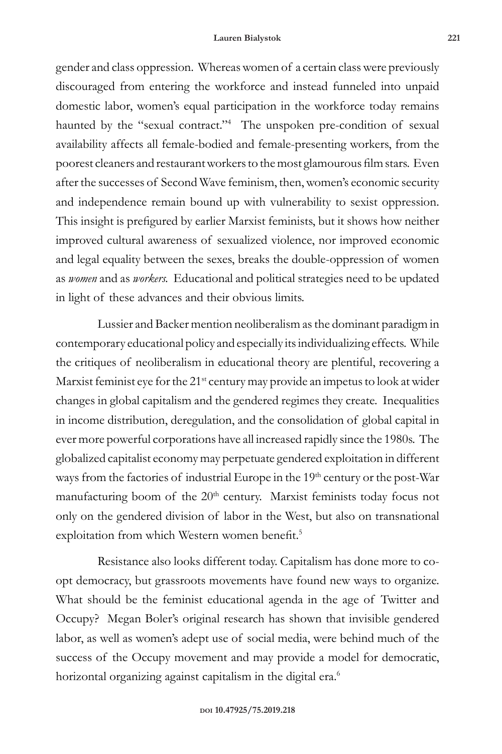gender and class oppression. Whereas women of a certain class were previously discouraged from entering the workforce and instead funneled into unpaid domestic labor, women's equal participation in the workforce today remains haunted by the "sexual contract."[4] The unspoken pre-condition of sexual availability affects all female-bodied and female-presenting workers, from the poorest cleaners and restaurant workers to the most glamourous film stars. Even after the successes of Second Wave feminism, then, women's economic security and independence remain bound up with vulnerability to sexist oppression. This insight is prefigured by earlier Marxist feminists, but it shows how neither improved cultural awareness of sexualized violence, nor improved economic and legal equality between the sexes, breaks the double-oppression of women as *women* and as *workers*. Educational and political strategies need to be updated in light of these advances and their obvious limits.

Lussier and Backer mention neoliberalism as the dominant paradigm in contemporary educational policy and especially its individualizing effects. While the critiques of neoliberalism in educational theory are plentiful, recovering a Marxist feminist eye for the 21st century may provide an impetus to look at wider changes in global capitalism and the gendered regimes they create. Inequalities in income distribution, deregulation, and the consolidation of global capital in ever more powerful corporations have all increased rapidly since the 1980s. The globalized capitalist economy may perpetuate gendered exploitation in different ways from the factories of industrial Europe in the 19th century or the post-War manufacturing boom of the 20th century. Marxist feminists today focus not only on the gendered division of labor in the West, but also on transnational exploitation from which Western women benefit.[5]

Resistance also looks different today. Capitalism has done more to co-opt democracy, but grassroots movements have found new ways to organize. What should be the feminist educational agenda in the age of Twitter and Occupy? Megan Boler's original research has shown that invisible gendered labor, as well as women's adept use of social media, were behind much of the success of the Occupy movement and may provide a model for democratic, horizontal organizing against capitalism in the digital era.[6]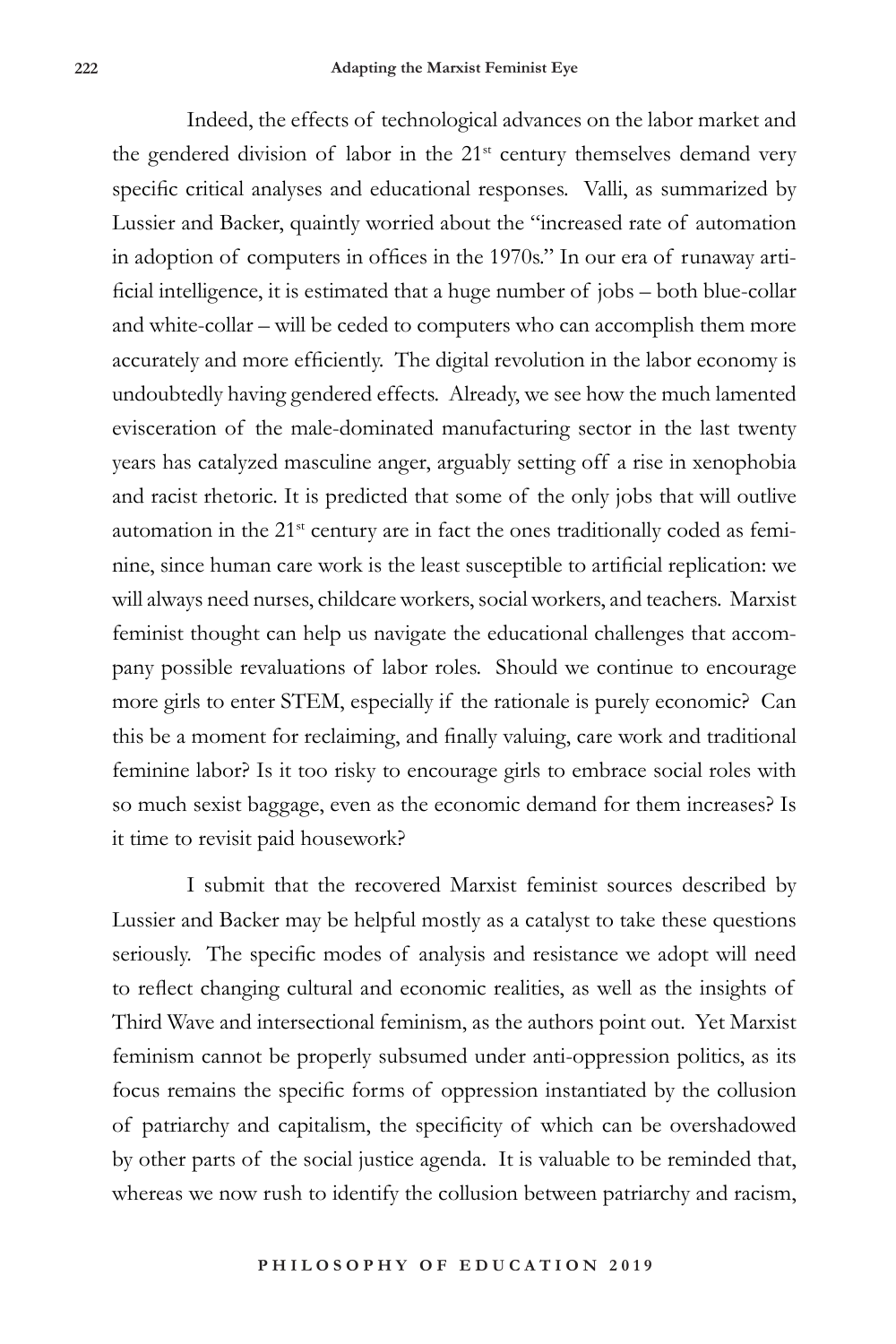Indeed, the effects of technological advances on the labor market and the gendered division of labor in the 21st century themselves demand very specific critical analyses and educational responses. Valli, as summarized by Lussier and Backer, quaintly worried about the "increased rate of automation in adoption of computers in offices in the 1970s." In our era of runaway artificial intelligence, it is estimated that a huge number of jobs – both blue-collar and white-collar – will be ceded to computers who can accomplish them more accurately and more efficiently. The digital revolution in the labor economy is undoubtedly having gendered effects. Already, we see how the much lamented evisceration of the male-dominated manufacturing sector in the last twenty years has catalyzed masculine anger, arguably setting off a rise in xenophobia and racist rhetoric. It is predicted that some of the only jobs that will outlive automation in the 21st century are in fact the ones traditionally coded as feminine, since human care work is the least susceptible to artificial replication: we will always need nurses, childcare workers, social workers, and teachers. Marxist feminist thought can help us navigate the educational challenges that accompany possible revaluations of labor roles. Should we continue to encourage more girls to enter STEM, especially if the rationale is purely economic? Can this be a moment for reclaiming, and finally valuing, care work and traditional feminine labor? Is it too risky to encourage girls to embrace social roles with so much sexist baggage, even as the economic demand for them increases? Is it time to revisit paid housework?

I submit that the recovered Marxist feminist sources described by Lussier and Backer may be helpful mostly as a catalyst to take these questions seriously. The specific modes of analysis and resistance we adopt will need to reflect changing cultural and economic realities, as well as the insights of Third Wave and intersectional feminism, as the authors point out. Yet Marxist feminism cannot be properly subsumed under anti-oppression politics, as its focus remains the specific forms of oppression instantiated by the collusion of patriarchy and capitalism, the specificity of which can be overshadowed by other parts of the social justice agenda. It is valuable to be reminded that, whereas we now rush to identify the collusion between patriarchy and racism,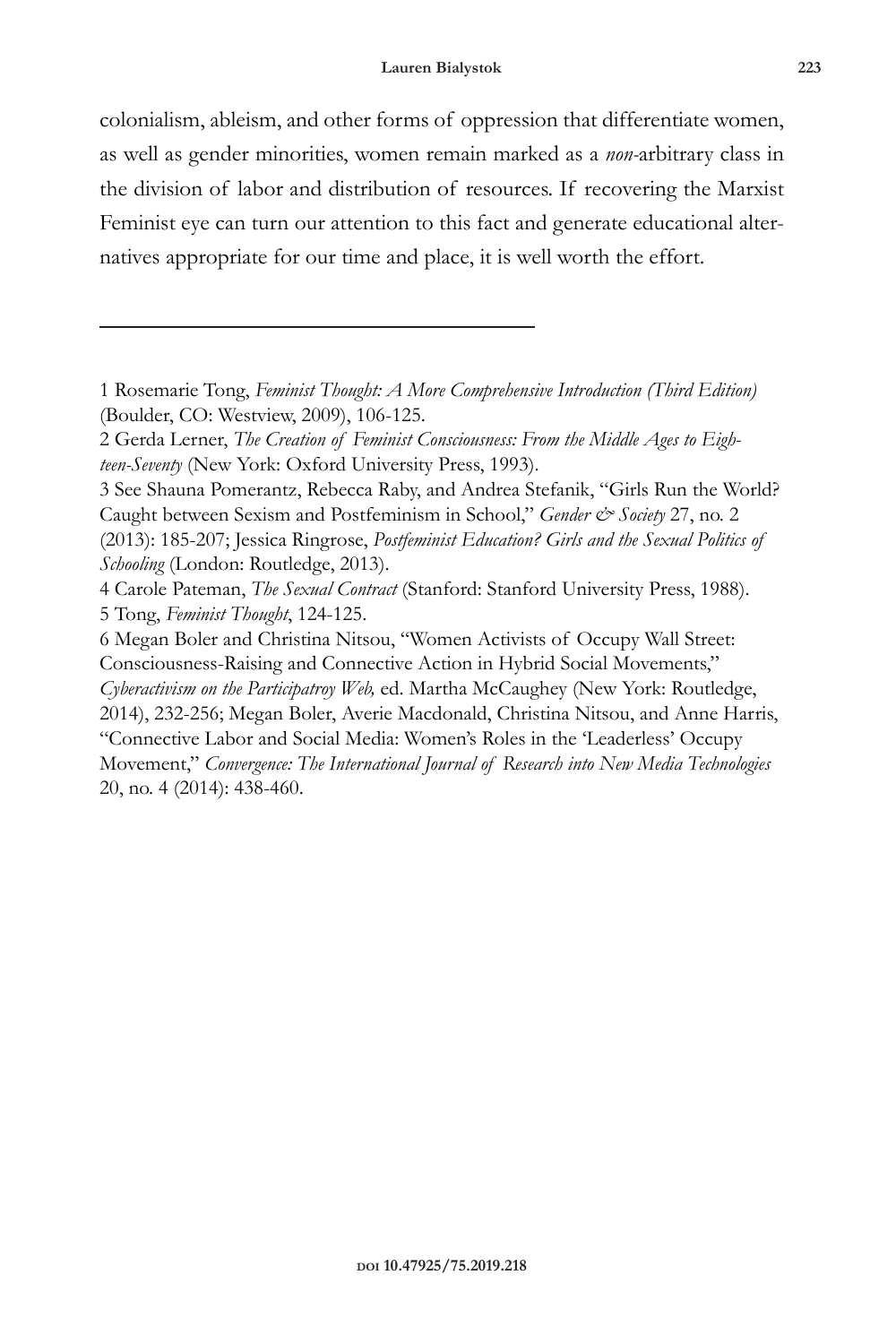colonialism, ableism, and other forms of oppression that differentiate women, as well as gender minorities, women remain marked as a *non*-arbitrary class in the division of labor and distribution of resources. If recovering the Marxist Feminist eye can turn our attention to this fact and generate educational alternatives appropriate for our time and place, it is well worth the effort.

---

1 Rosemarie Tong, *Feminist Thought: A More Comprehensive Introduction (Third Edition)* (Boulder, CO: Westview, 2009), 106-125.

2 Gerda Lerner, *The Creation of Feminist Consciousness: From the Middle Ages to Eighteen-Seventy* (New York: Oxford University Press, 1993).

3 See Shauna Pomerantz, Rebecca Raby, and Andrea Stefanik, "Girls Run the World? Caught between Sexism and Postfeminism in School," *Gender & Society* 27, no. 2 (2013): 185-207; Jessica Ringrose, *Postfeminist Education? Girls and the Sexual Politics of Schooling* (London: Routledge, 2013).

4 Carole Pateman, *The Sexual Contract* (Stanford: Stanford University Press, 1988).

5 Tong, *Feminist Thought*, 124-125.

6 Megan Boler and Christina Nitsou, "Women Activists of Occupy Wall Street: Consciousness-Raising and Connective Action in Hybrid Social Movements," *Cyberactivism on the Participatroy Web,* ed. Martha McCaughey (New York: Routledge, 2014), 232-256; Megan Boler, Averie Macdonald, Christina Nitsou, and Anne Harris, "Connective Labor and Social Media: Women's Roles in the 'Leaderless' Occupy Movement," *Convergence: The International Journal of Research into New Media Technologies* 20, no. 4 (2014): 438-460.